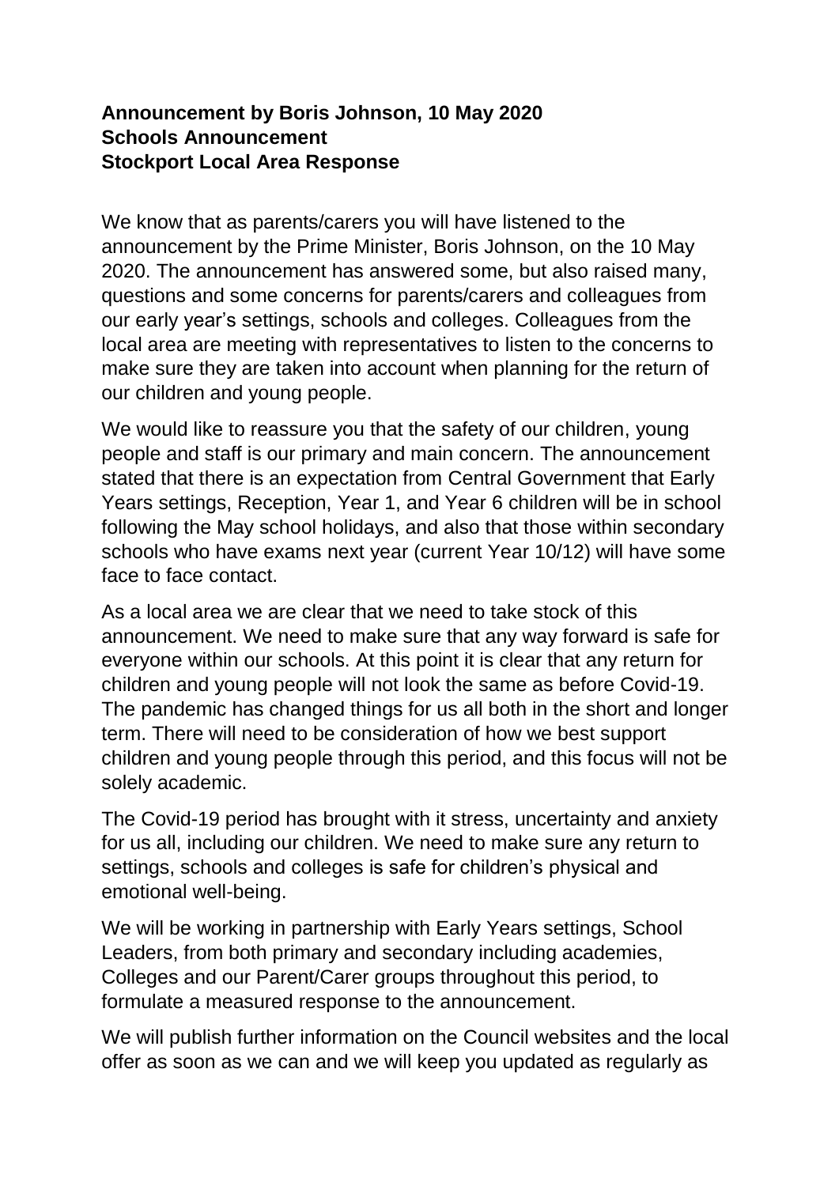**Announcement by Boris Johnson, 10 May 2020**
**Schools Announcement**
**Stockport Local Area Response**

We know that as parents/carers you will have listened to the announcement by the Prime Minister, Boris Johnson, on the 10 May 2020. The announcement has answered some, but also raised many, questions and some concerns for parents/carers and colleagues from our early year's settings, schools and colleges. Colleagues from the local area are meeting with representatives to listen to the concerns to make sure they are taken into account when planning for the return of our children and young people.

We would like to reassure you that the safety of our children, young people and staff is our primary and main concern. The announcement stated that there is an expectation from Central Government that Early Years settings, Reception, Year 1, and Year 6 children will be in school following the May school holidays, and also that those within secondary schools who have exams next year (current Year 10/12) will have some face to face contact.

As a local area we are clear that we need to take stock of this announcement. We need to make sure that any way forward is safe for everyone within our schools. At this point it is clear that any return for children and young people will not look the same as before Covid-19. The pandemic has changed things for us all both in the short and longer term. There will need to be consideration of how we best support children and young people through this period, and this focus will not be solely academic.

The Covid-19 period has brought with it stress, uncertainty and anxiety for us all, including our children. We need to make sure any return to settings, schools and colleges is safe for children's physical and emotional well-being.

We will be working in partnership with Early Years settings, School Leaders, from both primary and secondary including academies, Colleges and our Parent/Carer groups throughout this period, to formulate a measured response to the announcement.

We will publish further information on the Council websites and the local offer as soon as we can and we will keep you updated as regularly as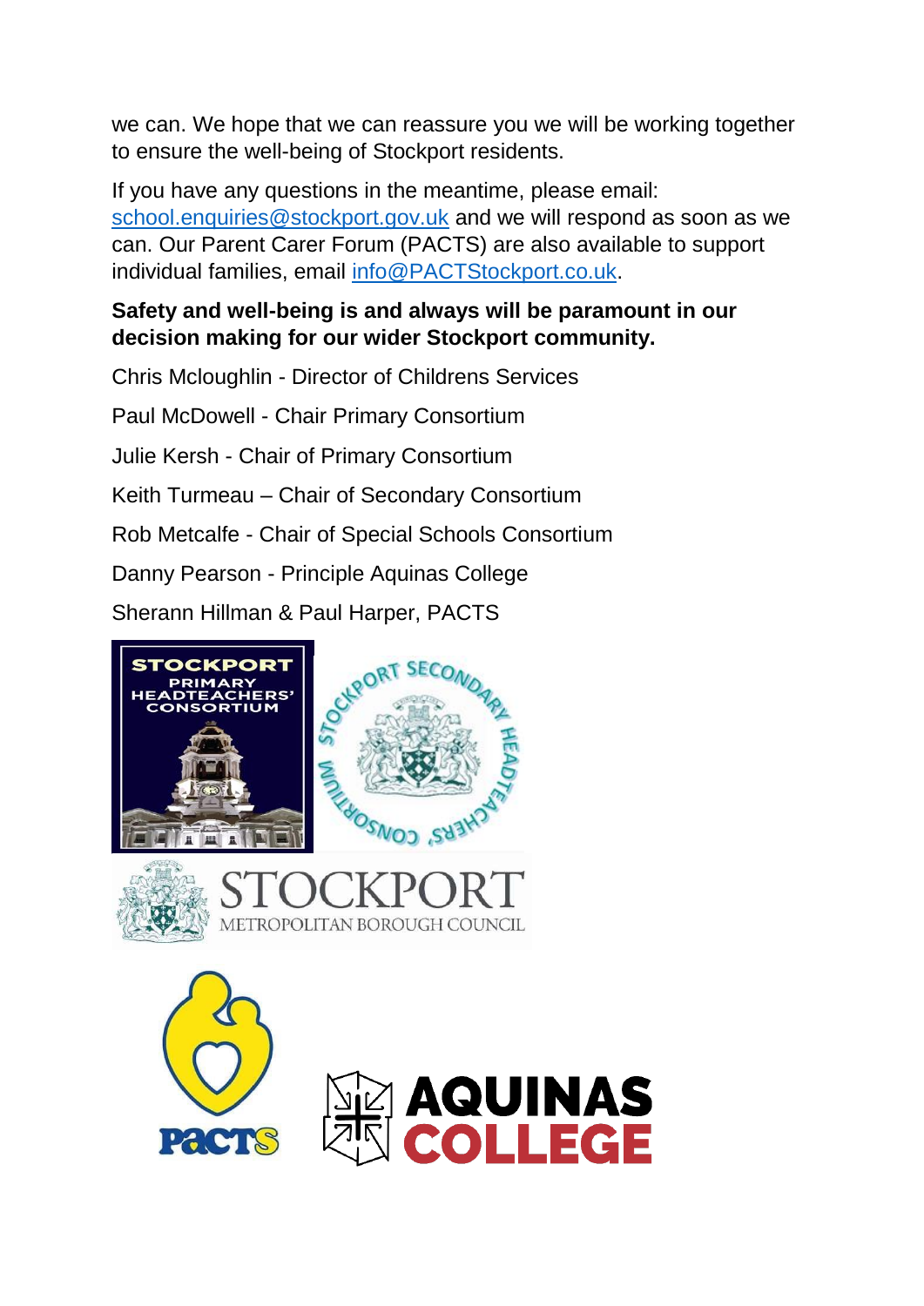we can. We hope that we can reassure you we will be working together to ensure the well-being of Stockport residents.

If you have any questions in the meantime, please email: school.enquiries@stockport.gov.uk and we will respond as soon as we can. Our Parent Carer Forum (PACTS) are also available to support individual families, email info@PACTStockport.co.uk.

**Safety and well-being is and always will be paramount in our decision making for our wider Stockport community.**

Chris Mcloughlin - Director of Childrens Services

Paul McDowell - Chair Primary Consortium

Julie Kersh - Chair of Primary Consortium

Keith Turmeau – Chair of Secondary Consortium

Rob Metcalfe - Chair of Special Schools Consortium

Danny Pearson - Principle Aquinas College

Sherann Hillman & Paul Harper, PACTS